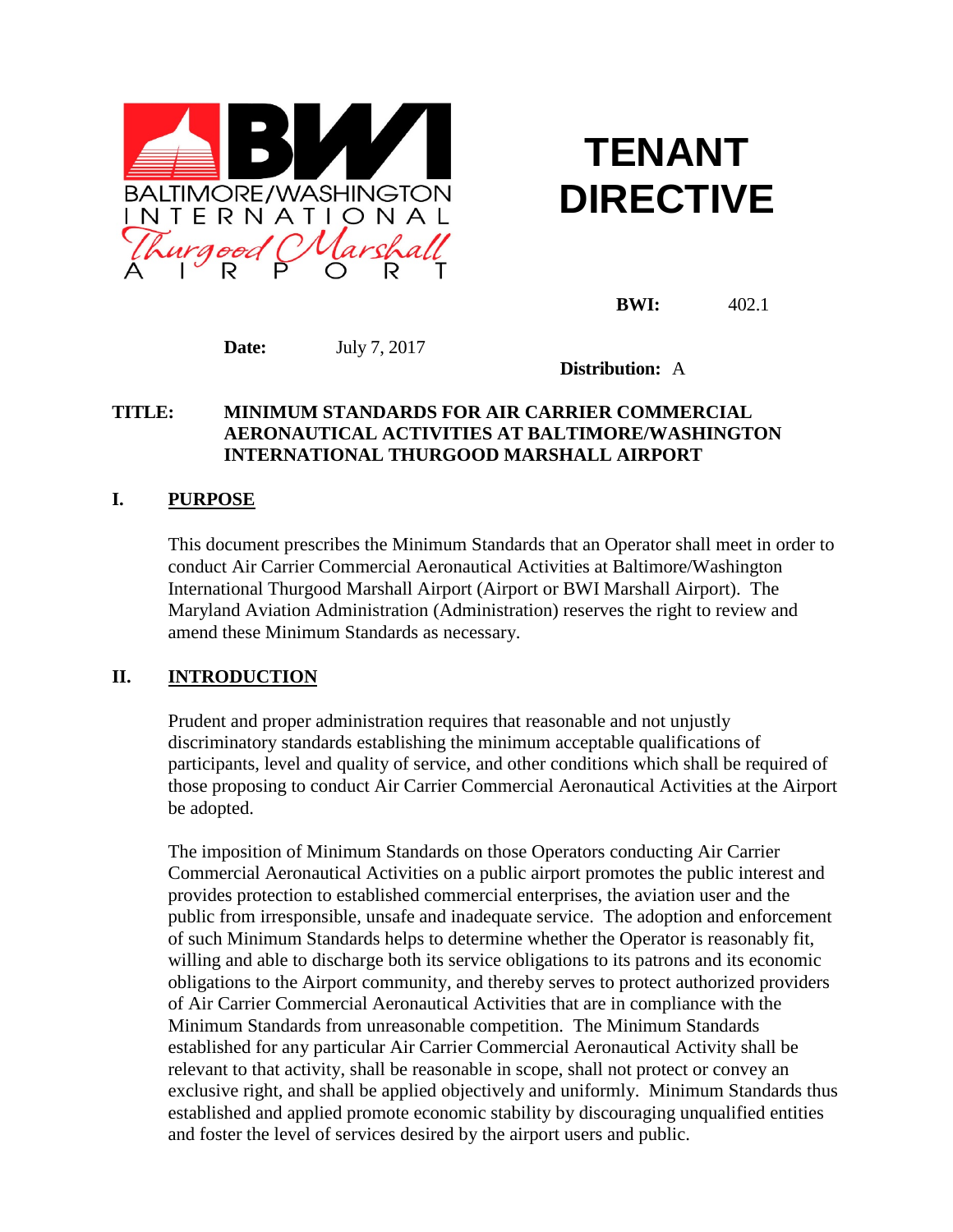BALTIMORE/WASHINGTON INTERNATIONAL Thurgood Marshall AIRPORT

# TENANT DIRECTIVE

**BWI:** 402.1

**Date:** July 7, 2017

**Distribution:** A

**TITLE: MINIMUM STANDARDS FOR AIR CARRIER COMMERCIAL AERONAUTICAL ACTIVITIES AT BALTIMORE/WASHINGTON INTERNATIONAL THURGOOD MARSHALL AIRPORT**

## I. PURPOSE

This document prescribes the Minimum Standards that an Operator shall meet in order to conduct Air Carrier Commercial Aeronautical Activities at Baltimore/Washington International Thurgood Marshall Airport (Airport or BWI Marshall Airport). The Maryland Aviation Administration (Administration) reserves the right to review and amend these Minimum Standards as necessary.

## II. INTRODUCTION

Prudent and proper administration requires that reasonable and not unjustly discriminatory standards establishing the minimum acceptable qualifications of participants, level and quality of service, and other conditions which shall be required of those proposing to conduct Air Carrier Commercial Aeronautical Activities at the Airport be adopted.

The imposition of Minimum Standards on those Operators conducting Air Carrier Commercial Aeronautical Activities on a public airport promotes the public interest and provides protection to established commercial enterprises, the aviation user and the public from irresponsible, unsafe and inadequate service. The adoption and enforcement of such Minimum Standards helps to determine whether the Operator is reasonably fit, willing and able to discharge both its service obligations to its patrons and its economic obligations to the Airport community, and thereby serves to protect authorized providers of Air Carrier Commercial Aeronautical Activities that are in compliance with the Minimum Standards from unreasonable competition. The Minimum Standards established for any particular Air Carrier Commercial Aeronautical Activity shall be relevant to that activity, shall be reasonable in scope, shall not protect or convey an exclusive right, and shall be applied objectively and uniformly. Minimum Standards thus established and applied promote economic stability by discouraging unqualified entities and foster the level of services desired by the airport users and public.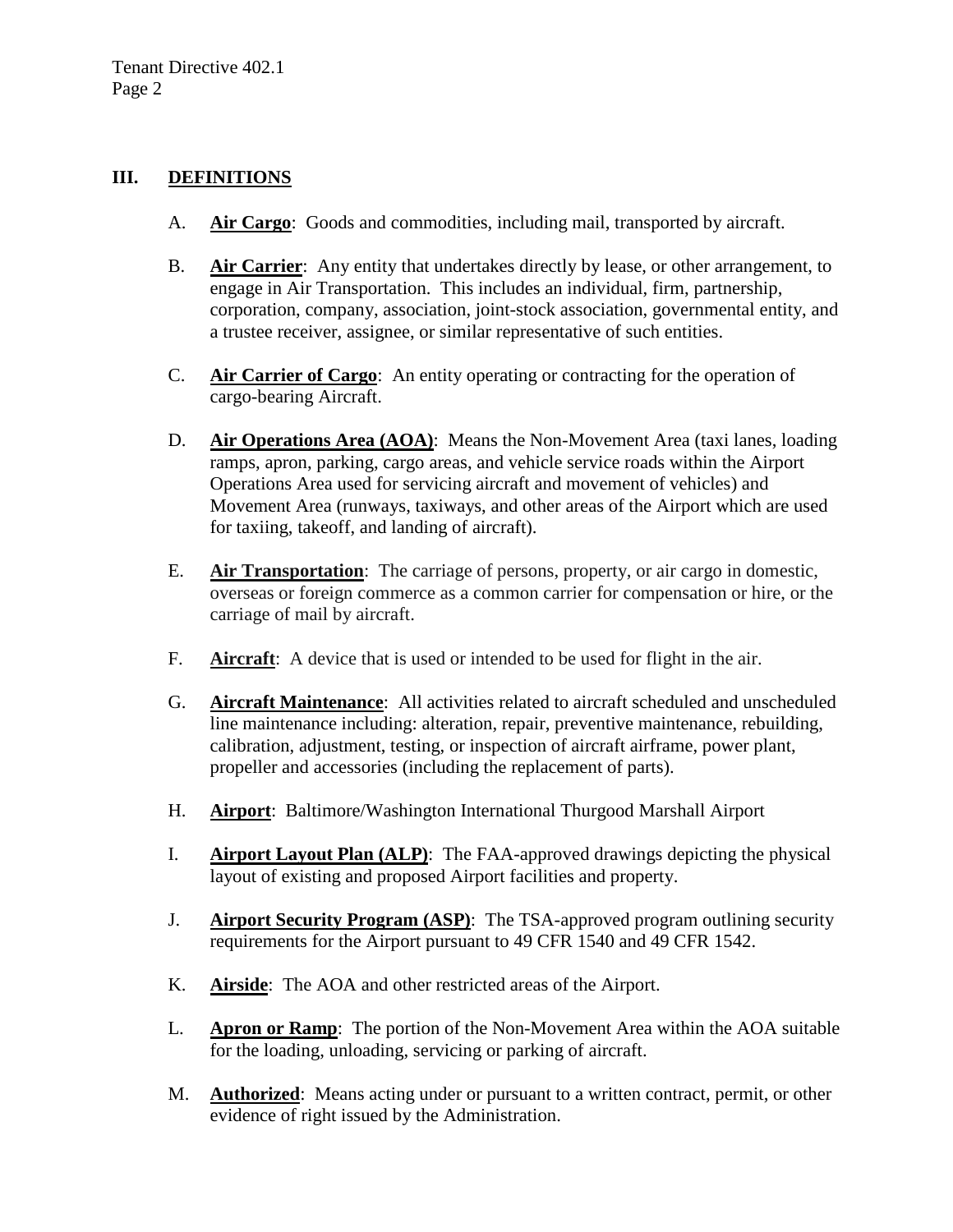## III. DEFINITIONS

A. **Air Cargo**: Goods and commodities, including mail, transported by aircraft.

B. **Air Carrier**: Any entity that undertakes directly by lease, or other arrangement, to engage in Air Transportation. This includes an individual, firm, partnership, corporation, company, association, joint-stock association, governmental entity, and a trustee receiver, assignee, or similar representative of such entities.

C. **Air Carrier of Cargo**: An entity operating or contracting for the operation of cargo-bearing Aircraft.

D. **Air Operations Area (AOA)**: Means the Non-Movement Area (taxi lanes, loading ramps, apron, parking, cargo areas, and vehicle service roads within the Airport Operations Area used for servicing aircraft and movement of vehicles) and Movement Area (runways, taxiways, and other areas of the Airport which are used for taxiing, takeoff, and landing of aircraft).

E. **Air Transportation**: The carriage of persons, property, or air cargo in domestic, overseas or foreign commerce as a common carrier for compensation or hire, or the carriage of mail by aircraft.

F. **Aircraft**: A device that is used or intended to be used for flight in the air.

G. **Aircraft Maintenance**: All activities related to aircraft scheduled and unscheduled line maintenance including: alteration, repair, preventive maintenance, rebuilding, calibration, adjustment, testing, or inspection of aircraft airframe, power plant, propeller and accessories (including the replacement of parts).

H. **Airport**: Baltimore/Washington International Thurgood Marshall Airport

I. **Airport Layout Plan (ALP)**: The FAA-approved drawings depicting the physical layout of existing and proposed Airport facilities and property.

J. **Airport Security Program (ASP)**: The TSA-approved program outlining security requirements for the Airport pursuant to 49 CFR 1540 and 49 CFR 1542.

K. **Airside**: The AOA and other restricted areas of the Airport.

L. **Apron or Ramp**: The portion of the Non-Movement Area within the AOA suitable for the loading, unloading, servicing or parking of aircraft.

M. **Authorized**: Means acting under or pursuant to a written contract, permit, or other evidence of right issued by the Administration.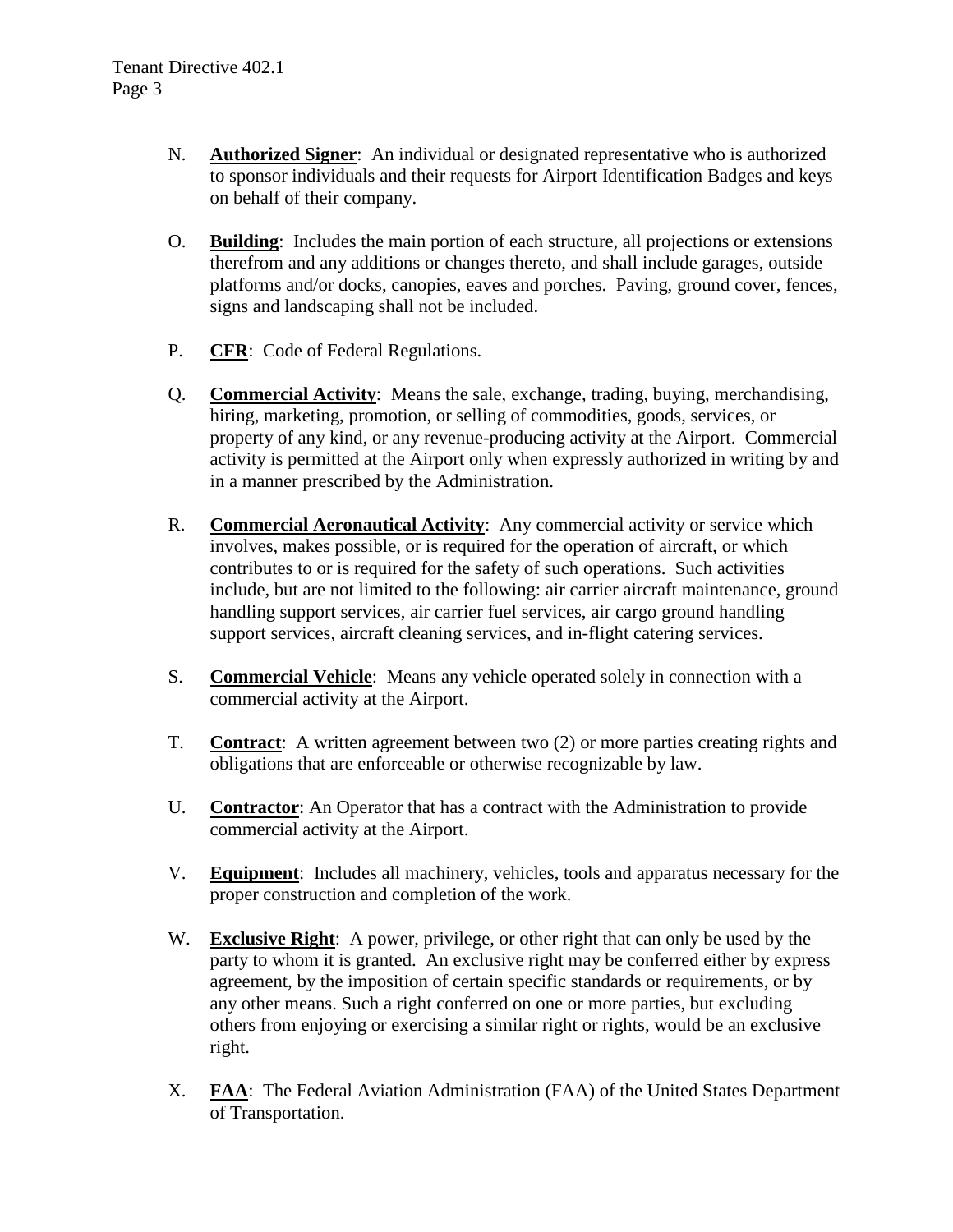N. **Authorized Signer**: An individual or designated representative who is authorized to sponsor individuals and their requests for Airport Identification Badges and keys on behalf of their company.

O. **Building**: Includes the main portion of each structure, all projections or extensions therefrom and any additions or changes thereto, and shall include garages, outside platforms and/or docks, canopies, eaves and porches. Paving, ground cover, fences, signs and landscaping shall not be included.

P. **CFR**: Code of Federal Regulations.

Q. **Commercial Activity**: Means the sale, exchange, trading, buying, merchandising, hiring, marketing, promotion, or selling of commodities, goods, services, or property of any kind, or any revenue-producing activity at the Airport. Commercial activity is permitted at the Airport only when expressly authorized in writing by and in a manner prescribed by the Administration.

R. **Commercial Aeronautical Activity**: Any commercial activity or service which involves, makes possible, or is required for the operation of aircraft, or which contributes to or is required for the safety of such operations. Such activities include, but are not limited to the following: air carrier aircraft maintenance, ground handling support services, air carrier fuel services, air cargo ground handling support services, aircraft cleaning services, and in-flight catering services.

S. **Commercial Vehicle**: Means any vehicle operated solely in connection with a commercial activity at the Airport.

T. **Contract**: A written agreement between two (2) or more parties creating rights and obligations that are enforceable or otherwise recognizable by law.

U. **Contractor**: An Operator that has a contract with the Administration to provide commercial activity at the Airport.

V. **Equipment**: Includes all machinery, vehicles, tools and apparatus necessary for the proper construction and completion of the work.

W. **Exclusive Right**: A power, privilege, or other right that can only be used by the party to whom it is granted. An exclusive right may be conferred either by express agreement, by the imposition of certain specific standards or requirements, or by any other means. Such a right conferred on one or more parties, but excluding others from enjoying or exercising a similar right or rights, would be an exclusive right.

X. **FAA**: The Federal Aviation Administration (FAA) of the United States Department of Transportation.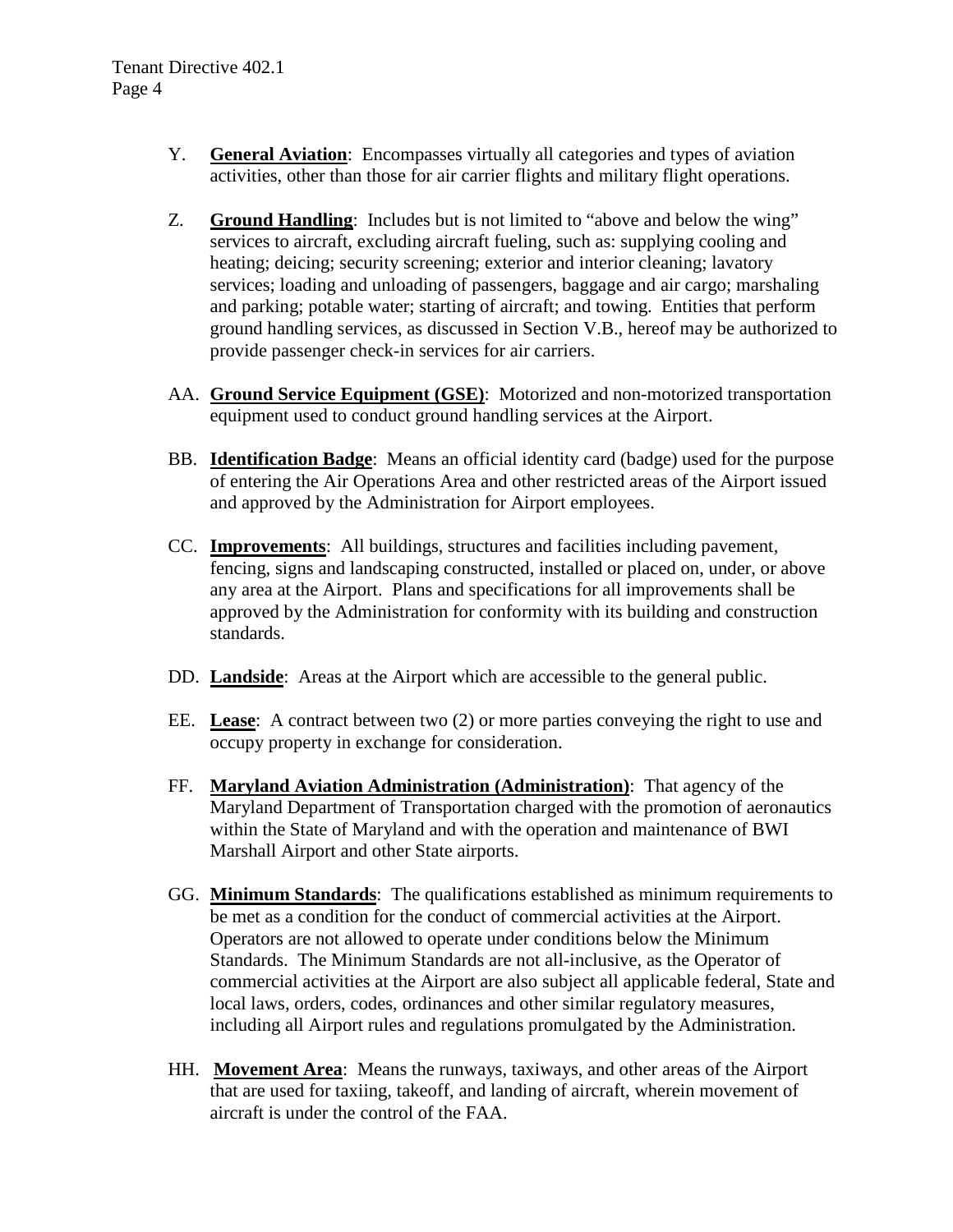Y. **General Aviation**: Encompasses virtually all categories and types of aviation activities, other than those for air carrier flights and military flight operations.

Z. **Ground Handling**: Includes but is not limited to "above and below the wing" services to aircraft, excluding aircraft fueling, such as: supplying cooling and heating; deicing; security screening; exterior and interior cleaning; lavatory services; loading and unloading of passengers, baggage and air cargo; marshaling and parking; potable water; starting of aircraft; and towing. Entities that perform ground handling services, as discussed in Section V.B., hereof may be authorized to provide passenger check-in services for air carriers.

AA. **Ground Service Equipment (GSE)**: Motorized and non-motorized transportation equipment used to conduct ground handling services at the Airport.

BB. **Identification Badge**: Means an official identity card (badge) used for the purpose of entering the Air Operations Area and other restricted areas of the Airport issued and approved by the Administration for Airport employees.

CC. **Improvements**: All buildings, structures and facilities including pavement, fencing, signs and landscaping constructed, installed or placed on, under, or above any area at the Airport. Plans and specifications for all improvements shall be approved by the Administration for conformity with its building and construction standards.

DD. **Landside**: Areas at the Airport which are accessible to the general public.

EE. **Lease**: A contract between two (2) or more parties conveying the right to use and occupy property in exchange for consideration.

FF. **Maryland Aviation Administration (Administration)**: That agency of the Maryland Department of Transportation charged with the promotion of aeronautics within the State of Maryland and with the operation and maintenance of BWI Marshall Airport and other State airports.

GG. **Minimum Standards**: The qualifications established as minimum requirements to be met as a condition for the conduct of commercial activities at the Airport. Operators are not allowed to operate under conditions below the Minimum Standards. The Minimum Standards are not all-inclusive, as the Operator of commercial activities at the Airport are also subject all applicable federal, State and local laws, orders, codes, ordinances and other similar regulatory measures, including all Airport rules and regulations promulgated by the Administration.

HH. **Movement Area**: Means the runways, taxiways, and other areas of the Airport that are used for taxiing, takeoff, and landing of aircraft, wherein movement of aircraft is under the control of the FAA.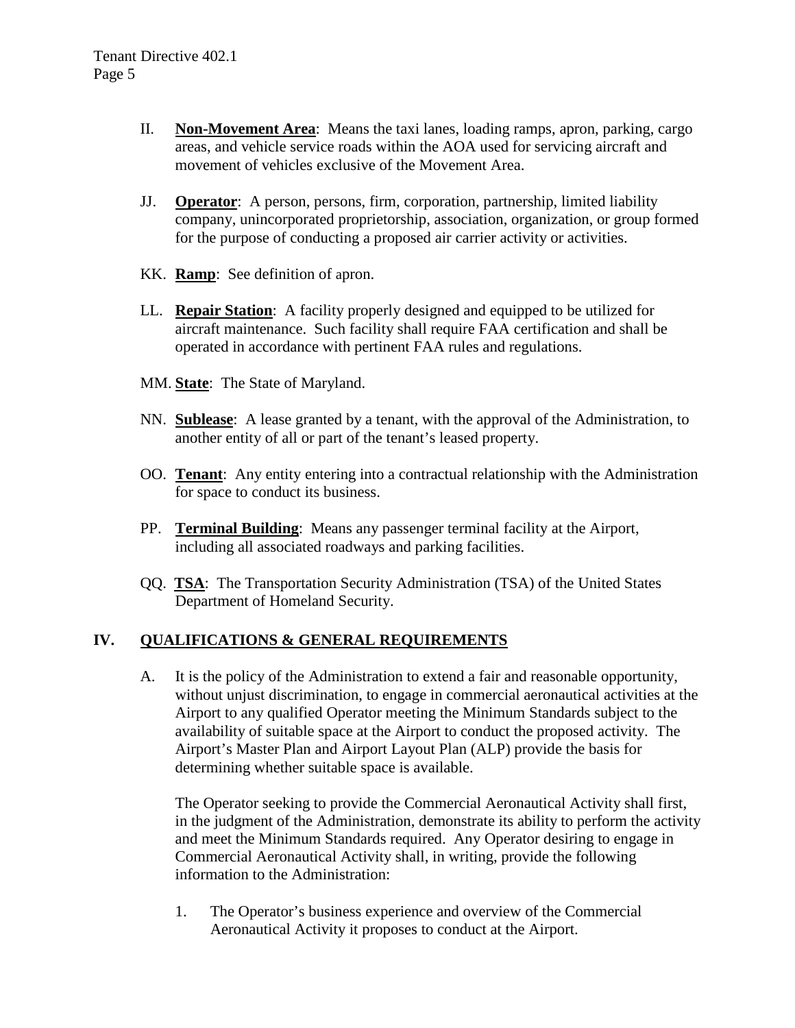II. **Non-Movement Area**: Means the taxi lanes, loading ramps, apron, parking, cargo areas, and vehicle service roads within the AOA used for servicing aircraft and movement of vehicles exclusive of the Movement Area.

JJ. **Operator**: A person, persons, firm, corporation, partnership, limited liability company, unincorporated proprietorship, association, organization, or group formed for the purpose of conducting a proposed air carrier activity or activities.

KK. **Ramp**: See definition of apron.

LL. **Repair Station**: A facility properly designed and equipped to be utilized for aircraft maintenance. Such facility shall require FAA certification and shall be operated in accordance with pertinent FAA rules and regulations.

MM. **State**: The State of Maryland.

NN. **Sublease**: A lease granted by a tenant, with the approval of the Administration, to another entity of all or part of the tenant's leased property.

OO. **Tenant**: Any entity entering into a contractual relationship with the Administration for space to conduct its business.

PP. **Terminal Building**: Means any passenger terminal facility at the Airport, including all associated roadways and parking facilities.

QQ. **TSA**: The Transportation Security Administration (TSA) of the United States Department of Homeland Security.

## IV. QUALIFICATIONS & GENERAL REQUIREMENTS

A. It is the policy of the Administration to extend a fair and reasonable opportunity, without unjust discrimination, to engage in commercial aeronautical activities at the Airport to any qualified Operator meeting the Minimum Standards subject to the availability of suitable space at the Airport to conduct the proposed activity. The Airport's Master Plan and Airport Layout Plan (ALP) provide the basis for determining whether suitable space is available.

The Operator seeking to provide the Commercial Aeronautical Activity shall first, in the judgment of the Administration, demonstrate its ability to perform the activity and meet the Minimum Standards required. Any Operator desiring to engage in Commercial Aeronautical Activity shall, in writing, provide the following information to the Administration:

1. The Operator's business experience and overview of the Commercial Aeronautical Activity it proposes to conduct at the Airport.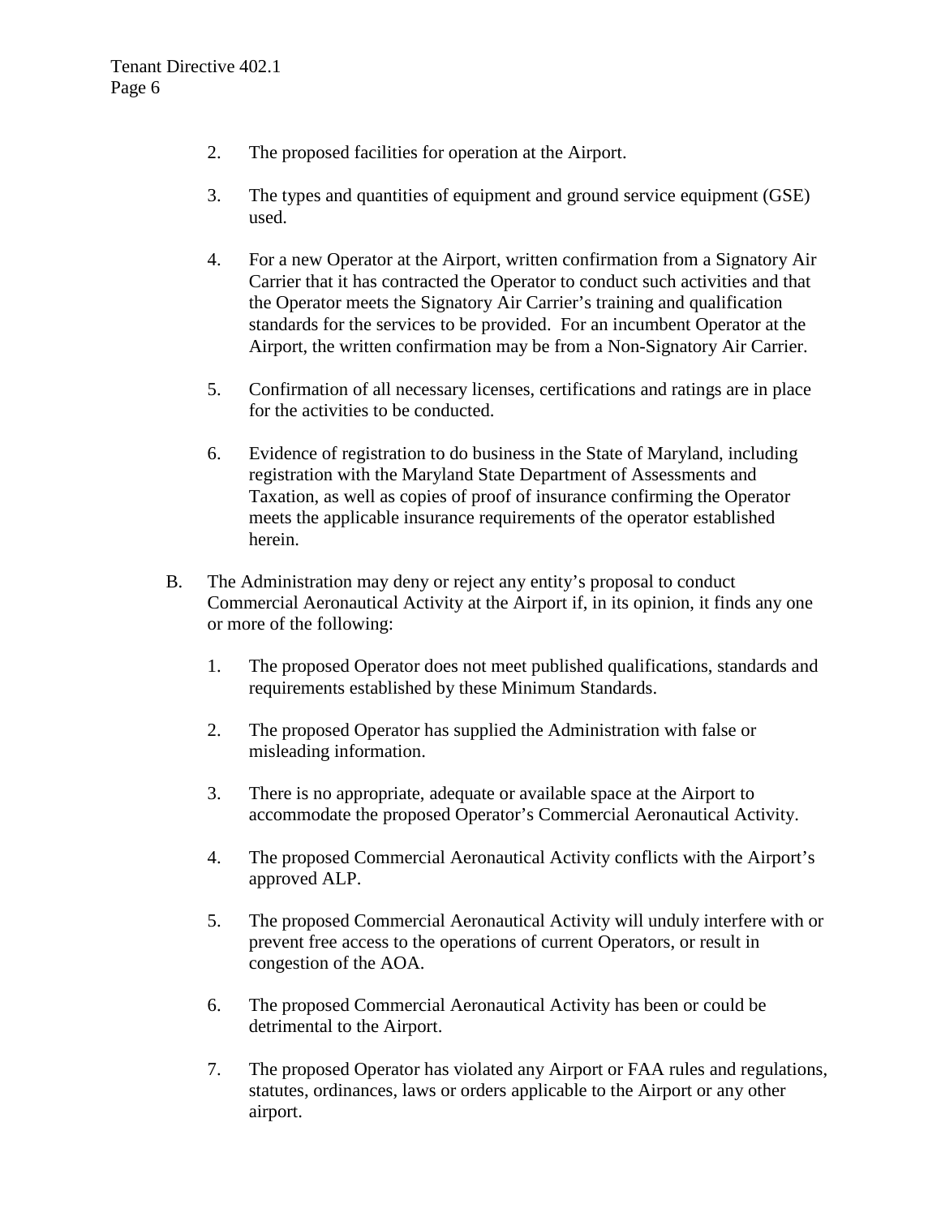2. The proposed facilities for operation at the Airport.

3. The types and quantities of equipment and ground service equipment (GSE) used.

4. For a new Operator at the Airport, written confirmation from a Signatory Air Carrier that it has contracted the Operator to conduct such activities and that the Operator meets the Signatory Air Carrier's training and qualification standards for the services to be provided. For an incumbent Operator at the Airport, the written confirmation may be from a Non-Signatory Air Carrier.

5. Confirmation of all necessary licenses, certifications and ratings are in place for the activities to be conducted.

6. Evidence of registration to do business in the State of Maryland, including registration with the Maryland State Department of Assessments and Taxation, as well as copies of proof of insurance confirming the Operator meets the applicable insurance requirements of the operator established herein.

B. The Administration may deny or reject any entity's proposal to conduct Commercial Aeronautical Activity at the Airport if, in its opinion, it finds any one or more of the following:

   1. The proposed Operator does not meet published qualifications, standards and requirements established by these Minimum Standards.

   2. The proposed Operator has supplied the Administration with false or misleading information.

   3. There is no appropriate, adequate or available space at the Airport to accommodate the proposed Operator's Commercial Aeronautical Activity.

   4. The proposed Commercial Aeronautical Activity conflicts with the Airport's approved ALP.

   5. The proposed Commercial Aeronautical Activity will unduly interfere with or prevent free access to the operations of current Operators, or result in congestion of the AOA.

   6. The proposed Commercial Aeronautical Activity has been or could be detrimental to the Airport.

   7. The proposed Operator has violated any Airport or FAA rules and regulations, statutes, ordinances, laws or orders applicable to the Airport or any other airport.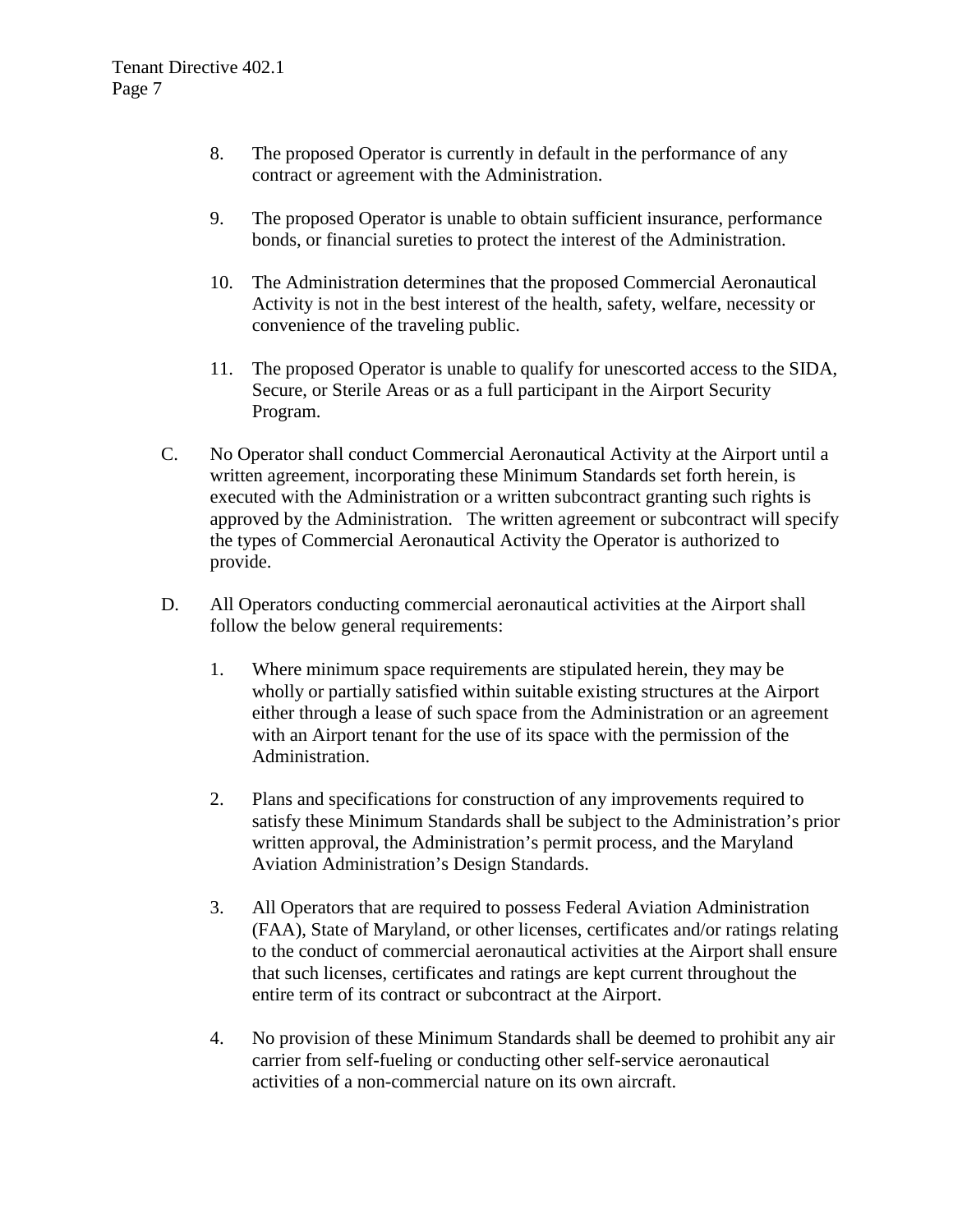8. The proposed Operator is currently in default in the performance of any contract or agreement with the Administration.

9. The proposed Operator is unable to obtain sufficient insurance, performance bonds, or financial sureties to protect the interest of the Administration.

10. The Administration determines that the proposed Commercial Aeronautical Activity is not in the best interest of the health, safety, welfare, necessity or convenience of the traveling public.

11. The proposed Operator is unable to qualify for unescorted access to the SIDA, Secure, or Sterile Areas or as a full participant in the Airport Security Program.

C. No Operator shall conduct Commercial Aeronautical Activity at the Airport until a written agreement, incorporating these Minimum Standards set forth herein, is executed with the Administration or a written subcontract granting such rights is approved by the Administration. The written agreement or subcontract will specify the types of Commercial Aeronautical Activity the Operator is authorized to provide.

D. All Operators conducting commercial aeronautical activities at the Airport shall follow the below general requirements:

1. Where minimum space requirements are stipulated herein, they may be wholly or partially satisfied within suitable existing structures at the Airport either through a lease of such space from the Administration or an agreement with an Airport tenant for the use of its space with the permission of the Administration.

2. Plans and specifications for construction of any improvements required to satisfy these Minimum Standards shall be subject to the Administration's prior written approval, the Administration's permit process, and the Maryland Aviation Administration's Design Standards.

3. All Operators that are required to possess Federal Aviation Administration (FAA), State of Maryland, or other licenses, certificates and/or ratings relating to the conduct of commercial aeronautical activities at the Airport shall ensure that such licenses, certificates and ratings are kept current throughout the entire term of its contract or subcontract at the Airport.

4. No provision of these Minimum Standards shall be deemed to prohibit any air carrier from self-fueling or conducting other self-service aeronautical activities of a non-commercial nature on its own aircraft.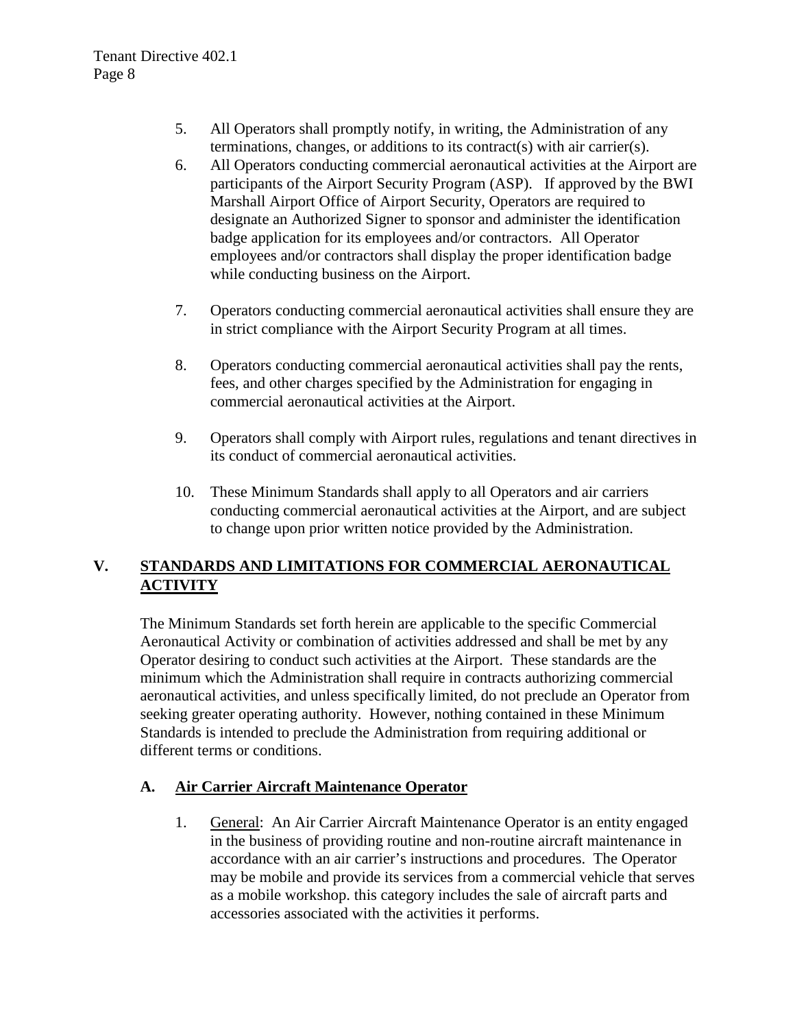5. All Operators shall promptly notify, in writing, the Administration of any terminations, changes, or additions to its contract(s) with air carrier(s).
6. All Operators conducting commercial aeronautical activities at the Airport are participants of the Airport Security Program (ASP). If approved by the BWI Marshall Airport Office of Airport Security, Operators are required to designate an Authorized Signer to sponsor and administer the identification badge application for its employees and/or contractors. All Operator employees and/or contractors shall display the proper identification badge while conducting business on the Airport.

7. Operators conducting commercial aeronautical activities shall ensure they are in strict compliance with the Airport Security Program at all times.

8. Operators conducting commercial aeronautical activities shall pay the rents, fees, and other charges specified by the Administration for engaging in commercial aeronautical activities at the Airport.

9. Operators shall comply with Airport rules, regulations and tenant directives in its conduct of commercial aeronautical activities.

10. These Minimum Standards shall apply to all Operators and air carriers conducting commercial aeronautical activities at the Airport, and are subject to change upon prior written notice provided by the Administration.

## V. STANDARDS AND LIMITATIONS FOR COMMERCIAL AERONAUTICAL ACTIVITY

The Minimum Standards set forth herein are applicable to the specific Commercial Aeronautical Activity or combination of activities addressed and shall be met by any Operator desiring to conduct such activities at the Airport. These standards are the minimum which the Administration shall require in contracts authorizing commercial aeronautical activities, and unless specifically limited, do not preclude an Operator from seeking greater operating authority. However, nothing contained in these Minimum Standards is intended to preclude the Administration from requiring additional or different terms or conditions.

### A. Air Carrier Aircraft Maintenance Operator

1. General: An Air Carrier Aircraft Maintenance Operator is an entity engaged in the business of providing routine and non-routine aircraft maintenance in accordance with an air carrier's instructions and procedures. The Operator may be mobile and provide its services from a commercial vehicle that serves as a mobile workshop. this category includes the sale of aircraft parts and accessories associated with the activities it performs.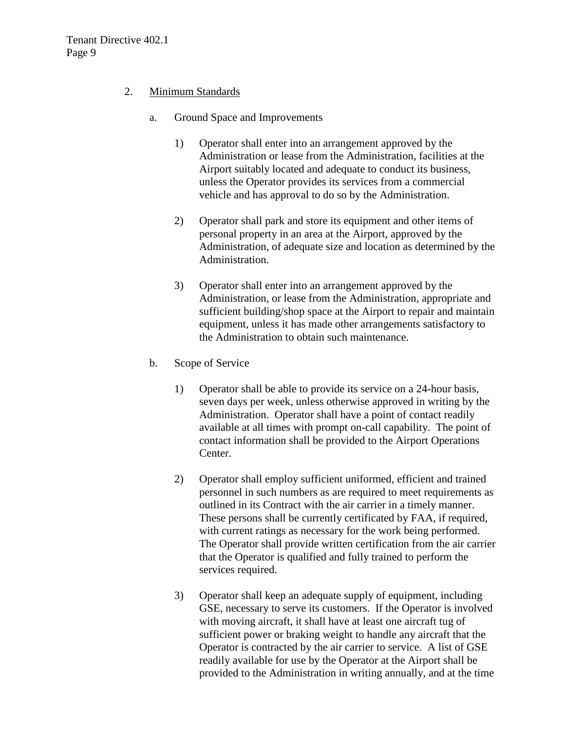2. Minimum Standards

   a. Ground Space and Improvements

      1) Operator shall enter into an arrangement approved by the Administration or lease from the Administration, facilities at the Airport suitably located and adequate to conduct its business, unless the Operator provides its services from a commercial vehicle and has approval to do so by the Administration.

      2) Operator shall park and store its equipment and other items of personal property in an area at the Airport, approved by the Administration, of adequate size and location as determined by the Administration.

      3) Operator shall enter into an arrangement approved by the Administration, or lease from the Administration, appropriate and sufficient building/shop space at the Airport to repair and maintain equipment, unless it has made other arrangements satisfactory to the Administration to obtain such maintenance.

   b. Scope of Service

      1) Operator shall be able to provide its service on a 24-hour basis, seven days per week, unless otherwise approved in writing by the Administration. Operator shall have a point of contact readily available at all times with prompt on-call capability. The point of contact information shall be provided to the Airport Operations Center.

      2) Operator shall employ sufficient uniformed, efficient and trained personnel in such numbers as are required to meet requirements as outlined in its Contract with the air carrier in a timely manner. These persons shall be currently certificated by FAA, if required, with current ratings as necessary for the work being performed. The Operator shall provide written certification from the air carrier that the Operator is qualified and fully trained to perform the services required.

      3) Operator shall keep an adequate supply of equipment, including GSE, necessary to serve its customers. If the Operator is involved with moving aircraft, it shall have at least one aircraft tug of sufficient power or braking weight to handle any aircraft that the Operator is contracted by the air carrier to service. A list of GSE readily available for use by the Operator at the Airport shall be provided to the Administration in writing annually, and at the time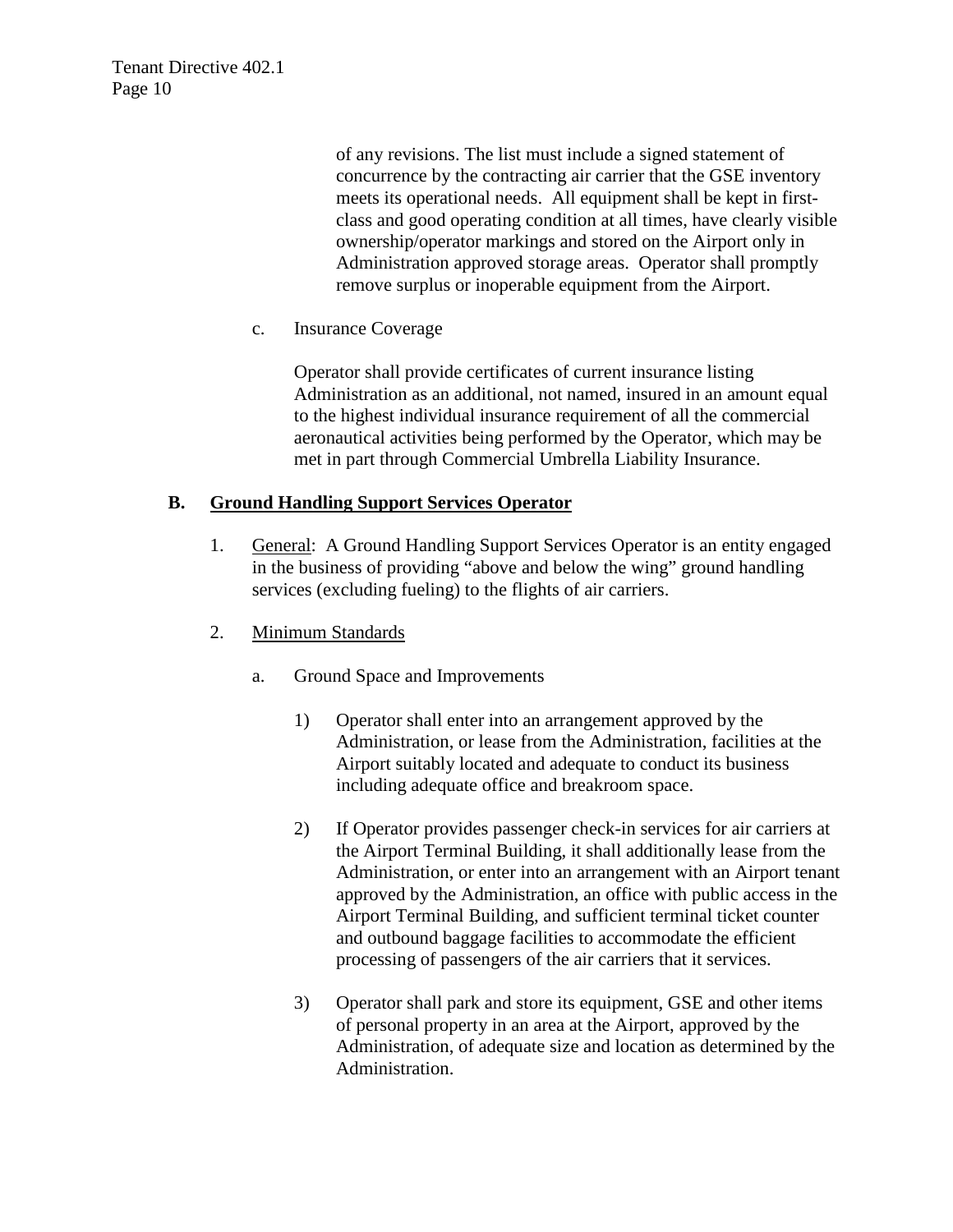of any revisions. The list must include a signed statement of concurrence by the contracting air carrier that the GSE inventory meets its operational needs. All equipment shall be kept in first-class and good operating condition at all times, have clearly visible ownership/operator markings and stored on the Airport only in Administration approved storage areas. Operator shall promptly remove surplus or inoperable equipment from the Airport.

c. Insurance Coverage

Operator shall provide certificates of current insurance listing Administration as an additional, not named, insured in an amount equal to the highest individual insurance requirement of all the commercial aeronautical activities being performed by the Operator, which may be met in part through Commercial Umbrella Liability Insurance.

## B. Ground Handling Support Services Operator

1. General: A Ground Handling Support Services Operator is an entity engaged in the business of providing "above and below the wing" ground handling services (excluding fueling) to the flights of air carriers.

2. Minimum Standards

   a. Ground Space and Improvements

      1) Operator shall enter into an arrangement approved by the Administration, or lease from the Administration, facilities at the Airport suitably located and adequate to conduct its business including adequate office and breakroom space.

      2) If Operator provides passenger check-in services for air carriers at the Airport Terminal Building, it shall additionally lease from the Administration, or enter into an arrangement with an Airport tenant approved by the Administration, an office with public access in the Airport Terminal Building, and sufficient terminal ticket counter and outbound baggage facilities to accommodate the efficient processing of passengers of the air carriers that it services.

      3) Operator shall park and store its equipment, GSE and other items of personal property in an area at the Airport, approved by the Administration, of adequate size and location as determined by the Administration.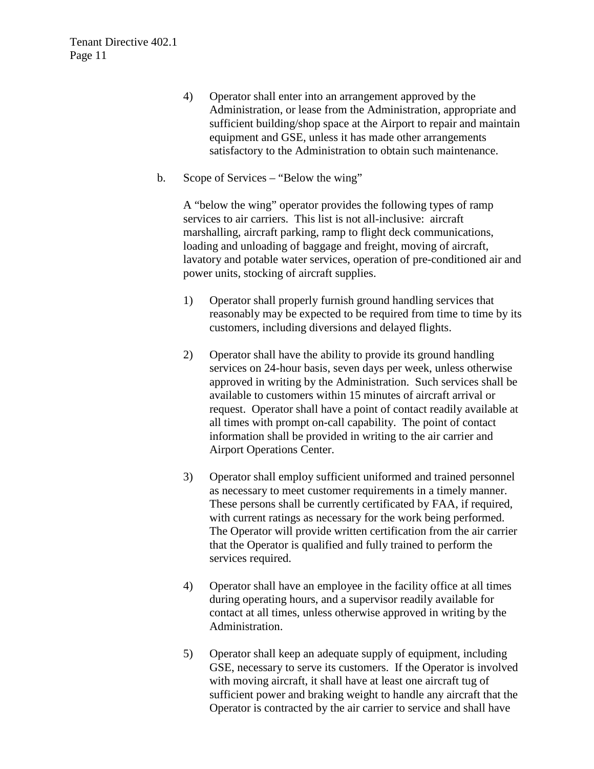4) Operator shall enter into an arrangement approved by the Administration, or lease from the Administration, appropriate and sufficient building/shop space at the Airport to repair and maintain equipment and GSE, unless it has made other arrangements satisfactory to the Administration to obtain such maintenance.

b. Scope of Services – "Below the wing"

A "below the wing" operator provides the following types of ramp services to air carriers. This list is not all-inclusive: aircraft marshalling, aircraft parking, ramp to flight deck communications, loading and unloading of baggage and freight, moving of aircraft, lavatory and potable water services, operation of pre-conditioned air and power units, stocking of aircraft supplies.

1) Operator shall properly furnish ground handling services that reasonably may be expected to be required from time to time by its customers, including diversions and delayed flights.

2) Operator shall have the ability to provide its ground handling services on 24-hour basis, seven days per week, unless otherwise approved in writing by the Administration. Such services shall be available to customers within 15 minutes of aircraft arrival or request. Operator shall have a point of contact readily available at all times with prompt on-call capability. The point of contact information shall be provided in writing to the air carrier and Airport Operations Center.

3) Operator shall employ sufficient uniformed and trained personnel as necessary to meet customer requirements in a timely manner. These persons shall be currently certificated by FAA, if required, with current ratings as necessary for the work being performed. The Operator will provide written certification from the air carrier that the Operator is qualified and fully trained to perform the services required.

4) Operator shall have an employee in the facility office at all times during operating hours, and a supervisor readily available for contact at all times, unless otherwise approved in writing by the Administration.

5) Operator shall keep an adequate supply of equipment, including GSE, necessary to serve its customers. If the Operator is involved with moving aircraft, it shall have at least one aircraft tug of sufficient power and braking weight to handle any aircraft that the Operator is contracted by the air carrier to service and shall have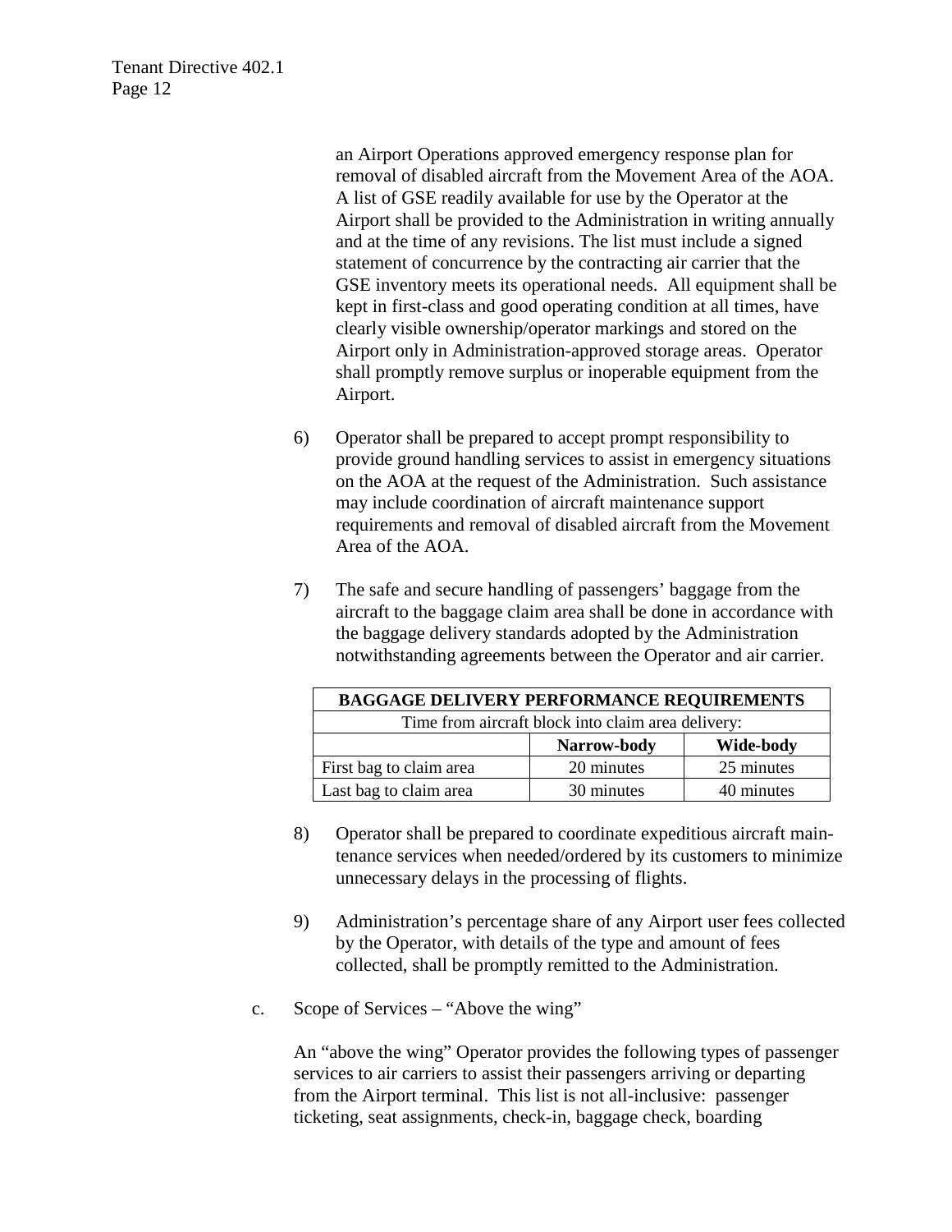an Airport Operations approved emergency response plan for removal of disabled aircraft from the Movement Area of the AOA. A list of GSE readily available for use by the Operator at the Airport shall be provided to the Administration in writing annually and at the time of any revisions. The list must include a signed statement of concurrence by the contracting air carrier that the GSE inventory meets its operational needs. All equipment shall be kept in first-class and good operating condition at all times, have clearly visible ownership/operator markings and stored on the Airport only in Administration-approved storage areas. Operator shall promptly remove surplus or inoperable equipment from the Airport.

6) Operator shall be prepared to accept prompt responsibility to provide ground handling services to assist in emergency situations on the AOA at the request of the Administration. Such assistance may include coordination of aircraft maintenance support requirements and removal of disabled aircraft from the Movement Area of the AOA.

7) The safe and secure handling of passengers' baggage from the aircraft to the baggage claim area shall be done in accordance with the baggage delivery standards adopted by the Administration notwithstanding agreements between the Operator and air carrier.

| **BAGGAGE DELIVERY PERFORMANCE REQUIREMENTS** | | |
|---|---|---|
| Time from aircraft block into claim area delivery: | | |
| | **Narrow-body** | **Wide-body** |
| First bag to claim area | 20 minutes | 25 minutes |
| Last bag to claim area | 30 minutes | 40 minutes |

8) Operator shall be prepared to coordinate expeditious aircraft maintenance services when needed/ordered by its customers to minimize unnecessary delays in the processing of flights.

9) Administration's percentage share of any Airport user fees collected by the Operator, with details of the type and amount of fees collected, shall be promptly remitted to the Administration.

c. Scope of Services – "Above the wing"

An "above the wing" Operator provides the following types of passenger services to air carriers to assist their passengers arriving or departing from the Airport terminal. This list is not all-inclusive: passenger ticketing, seat assignments, check-in, baggage check, boarding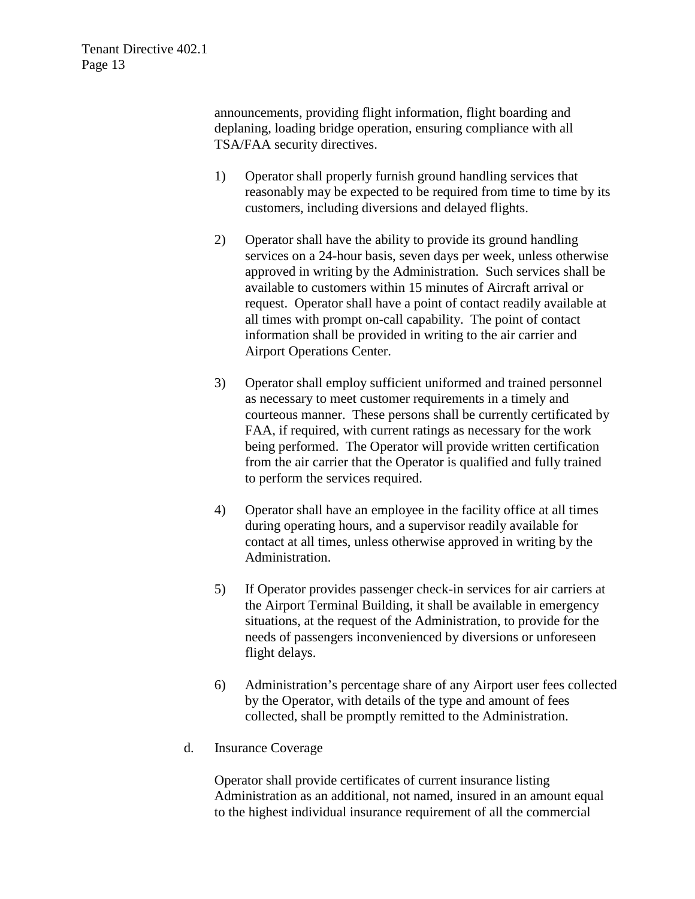announcements, providing flight information, flight boarding and deplaning, loading bridge operation, ensuring compliance with all TSA/FAA security directives.

1) Operator shall properly furnish ground handling services that reasonably may be expected to be required from time to time by its customers, including diversions and delayed flights.

2) Operator shall have the ability to provide its ground handling services on a 24-hour basis, seven days per week, unless otherwise approved in writing by the Administration. Such services shall be available to customers within 15 minutes of Aircraft arrival or request. Operator shall have a point of contact readily available at all times with prompt on-call capability. The point of contact information shall be provided in writing to the air carrier and Airport Operations Center.

3) Operator shall employ sufficient uniformed and trained personnel as necessary to meet customer requirements in a timely and courteous manner. These persons shall be currently certificated by FAA, if required, with current ratings as necessary for the work being performed. The Operator will provide written certification from the air carrier that the Operator is qualified and fully trained to perform the services required.

4) Operator shall have an employee in the facility office at all times during operating hours, and a supervisor readily available for contact at all times, unless otherwise approved in writing by the Administration.

5) If Operator provides passenger check-in services for air carriers at the Airport Terminal Building, it shall be available in emergency situations, at the request of the Administration, to provide for the needs of passengers inconvenienced by diversions or unforeseen flight delays.

6) Administration's percentage share of any Airport user fees collected by the Operator, with details of the type and amount of fees collected, shall be promptly remitted to the Administration.

d. Insurance Coverage

Operator shall provide certificates of current insurance listing Administration as an additional, not named, insured in an amount equal to the highest individual insurance requirement of all the commercial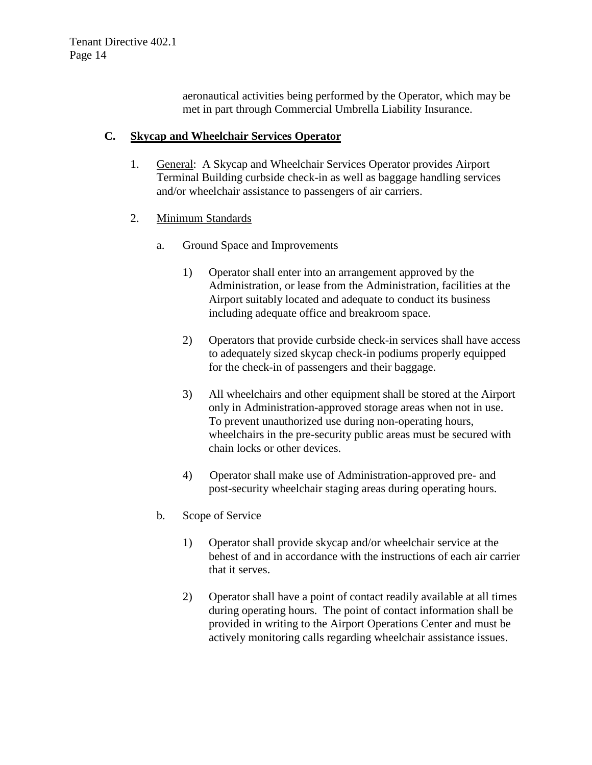aeronautical activities being performed by the Operator, which may be met in part through Commercial Umbrella Liability Insurance.

### C. **<u>Skycap and Wheelchair Services Operator</u>**

1. <u>General</u>: A Skycap and Wheelchair Services Operator provides Airport Terminal Building curbside check-in as well as baggage handling services and/or wheelchair assistance to passengers of air carriers.

2. <u>Minimum Standards</u>

   a. Ground Space and Improvements

      1) Operator shall enter into an arrangement approved by the Administration, or lease from the Administration, facilities at the Airport suitably located and adequate to conduct its business including adequate office and breakroom space.

      2) Operators that provide curbside check-in services shall have access to adequately sized skycap check-in podiums properly equipped for the check-in of passengers and their baggage.

      3) All wheelchairs and other equipment shall be stored at the Airport only in Administration-approved storage areas when not in use. To prevent unauthorized use during non-operating hours, wheelchairs in the pre-security public areas must be secured with chain locks or other devices.

      4) Operator shall make use of Administration-approved pre- and post-security wheelchair staging areas during operating hours.

   b. Scope of Service

      1) Operator shall provide skycap and/or wheelchair service at the behest of and in accordance with the instructions of each air carrier that it serves.

      2) Operator shall have a point of contact readily available at all times during operating hours. The point of contact information shall be provided in writing to the Airport Operations Center and must be actively monitoring calls regarding wheelchair assistance issues.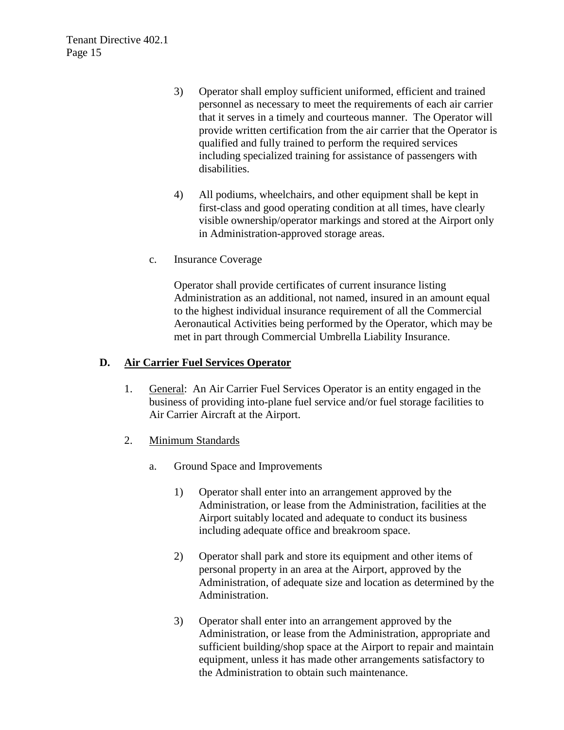3) Operator shall employ sufficient uniformed, efficient and trained personnel as necessary to meet the requirements of each air carrier that it serves in a timely and courteous manner. The Operator will provide written certification from the air carrier that the Operator is qualified and fully trained to perform the required services including specialized training for assistance of passengers with disabilities.

4) All podiums, wheelchairs, and other equipment shall be kept in first-class and good operating condition at all times, have clearly visible ownership/operator markings and stored at the Airport only in Administration-approved storage areas.

c. Insurance Coverage

Operator shall provide certificates of current insurance listing Administration as an additional, not named, insured in an amount equal to the highest individual insurance requirement of all the Commercial Aeronautical Activities being performed by the Operator, which may be met in part through Commercial Umbrella Liability Insurance.

**D. <u>Air Carrier Fuel Services Operator</u>**

1. <u>General</u>: An Air Carrier Fuel Services Operator is an entity engaged in the business of providing into-plane fuel service and/or fuel storage facilities to Air Carrier Aircraft at the Airport.

2. <u>Minimum Standards</u>

a. Ground Space and Improvements

1) Operator shall enter into an arrangement approved by the Administration, or lease from the Administration, facilities at the Airport suitably located and adequate to conduct its business including adequate office and breakroom space.

2) Operator shall park and store its equipment and other items of personal property in an area at the Airport, approved by the Administration, of adequate size and location as determined by the Administration.

3) Operator shall enter into an arrangement approved by the Administration, or lease from the Administration, appropriate and sufficient building/shop space at the Airport to repair and maintain equipment, unless it has made other arrangements satisfactory to the Administration to obtain such maintenance.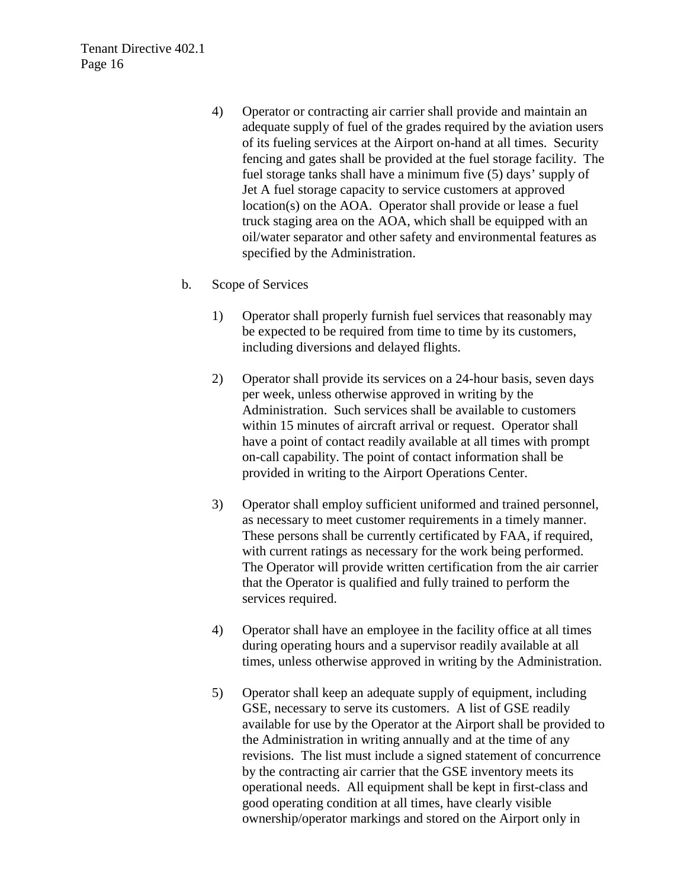4) Operator or contracting air carrier shall provide and maintain an adequate supply of fuel of the grades required by the aviation users of its fueling services at the Airport on-hand at all times. Security fencing and gates shall be provided at the fuel storage facility. The fuel storage tanks shall have a minimum five (5) days' supply of Jet A fuel storage capacity to service customers at approved location(s) on the AOA. Operator shall provide or lease a fuel truck staging area on the AOA, which shall be equipped with an oil/water separator and other safety and environmental features as specified by the Administration.

b. Scope of Services

1) Operator shall properly furnish fuel services that reasonably may be expected to be required from time to time by its customers, including diversions and delayed flights.

2) Operator shall provide its services on a 24-hour basis, seven days per week, unless otherwise approved in writing by the Administration. Such services shall be available to customers within 15 minutes of aircraft arrival or request. Operator shall have a point of contact readily available at all times with prompt on-call capability. The point of contact information shall be provided in writing to the Airport Operations Center.

3) Operator shall employ sufficient uniformed and trained personnel, as necessary to meet customer requirements in a timely manner. These persons shall be currently certificated by FAA, if required, with current ratings as necessary for the work being performed. The Operator will provide written certification from the air carrier that the Operator is qualified and fully trained to perform the services required.

4) Operator shall have an employee in the facility office at all times during operating hours and a supervisor readily available at all times, unless otherwise approved in writing by the Administration.

5) Operator shall keep an adequate supply of equipment, including GSE, necessary to serve its customers. A list of GSE readily available for use by the Operator at the Airport shall be provided to the Administration in writing annually and at the time of any revisions. The list must include a signed statement of concurrence by the contracting air carrier that the GSE inventory meets its operational needs. All equipment shall be kept in first-class and good operating condition at all times, have clearly visible ownership/operator markings and stored on the Airport only in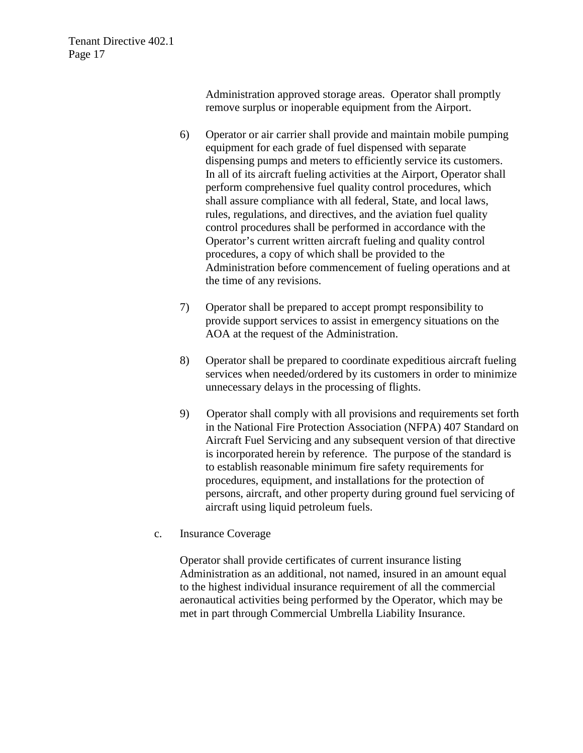Administration approved storage areas. Operator shall promptly remove surplus or inoperable equipment from the Airport.

6) Operator or air carrier shall provide and maintain mobile pumping equipment for each grade of fuel dispensed with separate dispensing pumps and meters to efficiently service its customers. In all of its aircraft fueling activities at the Airport, Operator shall perform comprehensive fuel quality control procedures, which shall assure compliance with all federal, State, and local laws, rules, regulations, and directives, and the aviation fuel quality control procedures shall be performed in accordance with the Operator's current written aircraft fueling and quality control procedures, a copy of which shall be provided to the Administration before commencement of fueling operations and at the time of any revisions.

7) Operator shall be prepared to accept prompt responsibility to provide support services to assist in emergency situations on the AOA at the request of the Administration.

8) Operator shall be prepared to coordinate expeditious aircraft fueling services when needed/ordered by its customers in order to minimize unnecessary delays in the processing of flights.

9) Operator shall comply with all provisions and requirements set forth in the National Fire Protection Association (NFPA) 407 Standard on Aircraft Fuel Servicing and any subsequent version of that directive is incorporated herein by reference. The purpose of the standard is to establish reasonable minimum fire safety requirements for procedures, equipment, and installations for the protection of persons, aircraft, and other property during ground fuel servicing of aircraft using liquid petroleum fuels.

c. Insurance Coverage

Operator shall provide certificates of current insurance listing Administration as an additional, not named, insured in an amount equal to the highest individual insurance requirement of all the commercial aeronautical activities being performed by the Operator, which may be met in part through Commercial Umbrella Liability Insurance.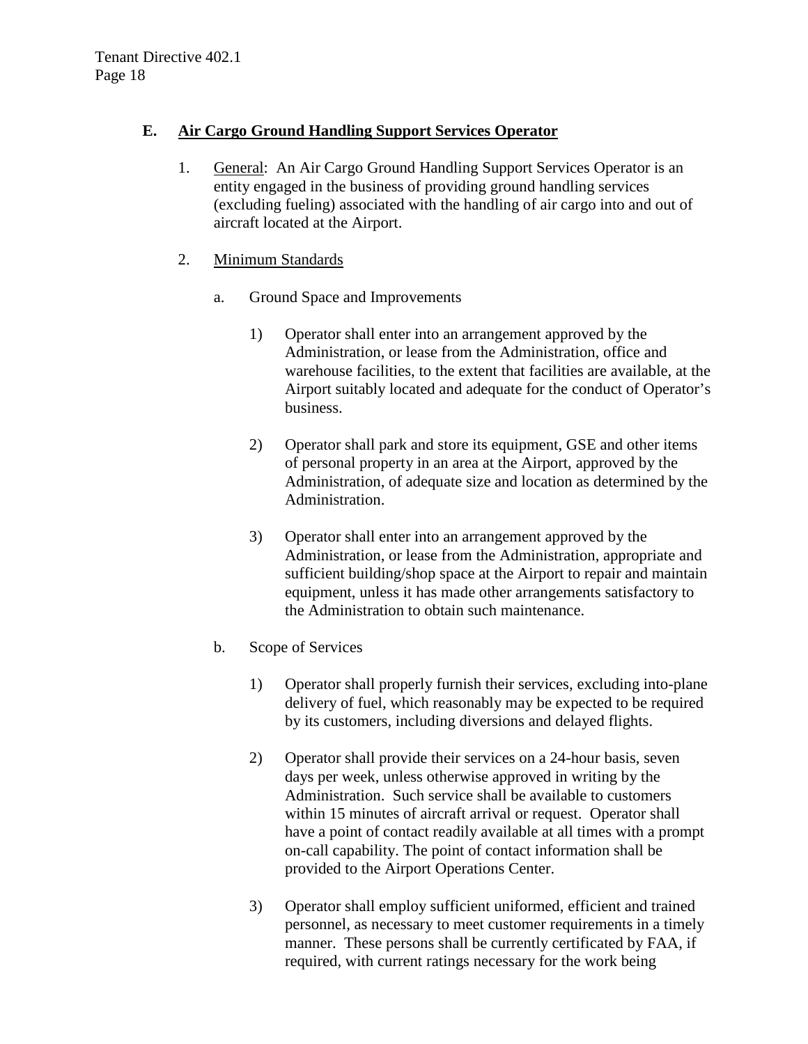## E. Air Cargo Ground Handling Support Services Operator

1. General: An Air Cargo Ground Handling Support Services Operator is an entity engaged in the business of providing ground handling services (excluding fueling) associated with the handling of air cargo into and out of aircraft located at the Airport.

2. Minimum Standards

   a. Ground Space and Improvements

      1) Operator shall enter into an arrangement approved by the Administration, or lease from the Administration, office and warehouse facilities, to the extent that facilities are available, at the Airport suitably located and adequate for the conduct of Operator's business.

      2) Operator shall park and store its equipment, GSE and other items of personal property in an area at the Airport, approved by the Administration, of adequate size and location as determined by the Administration.

      3) Operator shall enter into an arrangement approved by the Administration, or lease from the Administration, appropriate and sufficient building/shop space at the Airport to repair and maintain equipment, unless it has made other arrangements satisfactory to the Administration to obtain such maintenance.

   b. Scope of Services

      1) Operator shall properly furnish their services, excluding into-plane delivery of fuel, which reasonably may be expected to be required by its customers, including diversions and delayed flights.

      2) Operator shall provide their services on a 24-hour basis, seven days per week, unless otherwise approved in writing by the Administration. Such service shall be available to customers within 15 minutes of aircraft arrival or request. Operator shall have a point of contact readily available at all times with a prompt on-call capability. The point of contact information shall be provided to the Airport Operations Center.

      3) Operator shall employ sufficient uniformed, efficient and trained personnel, as necessary to meet customer requirements in a timely manner. These persons shall be currently certificated by FAA, if required, with current ratings necessary for the work being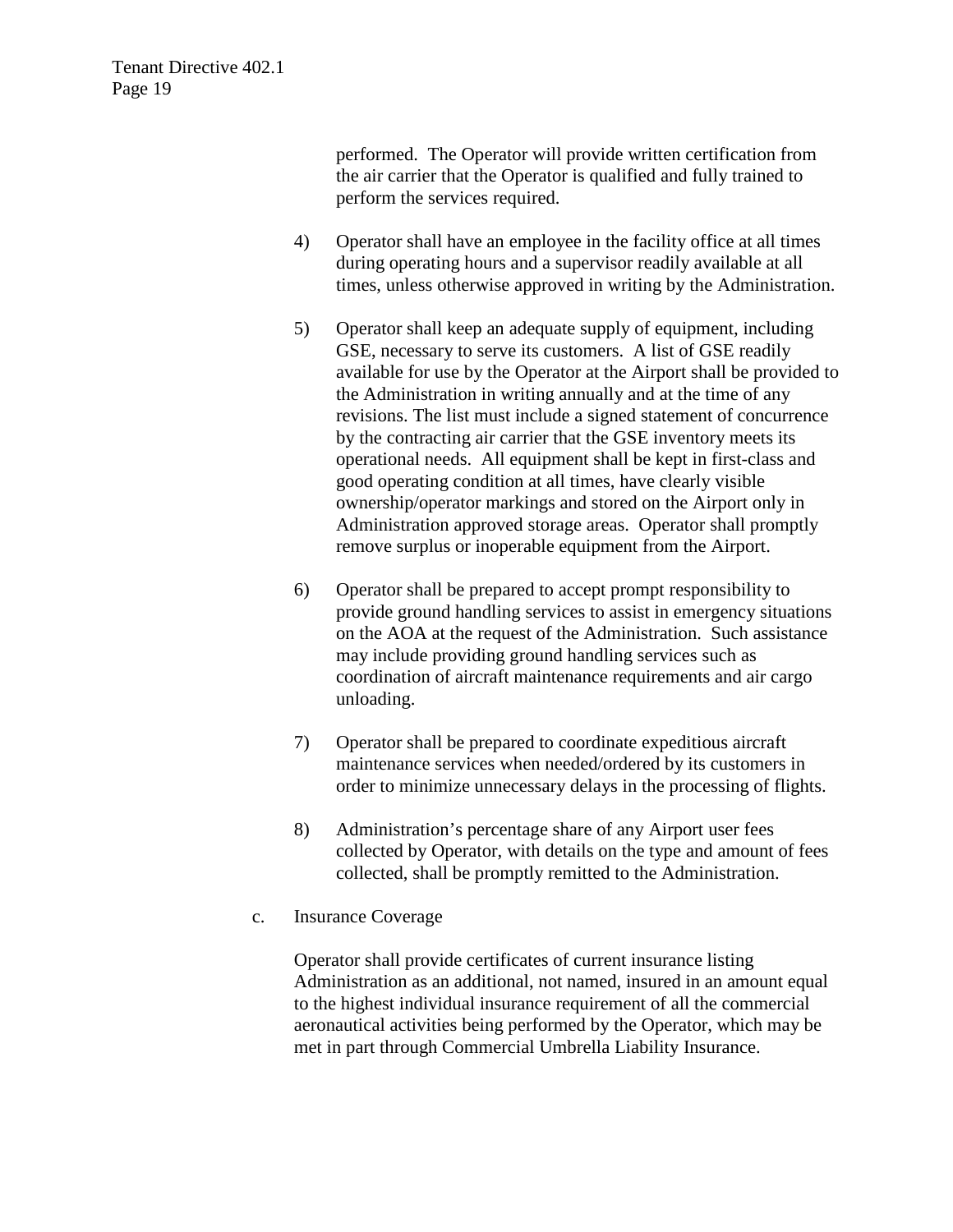performed. The Operator will provide written certification from the air carrier that the Operator is qualified and fully trained to perform the services required.

4) Operator shall have an employee in the facility office at all times during operating hours and a supervisor readily available at all times, unless otherwise approved in writing by the Administration.

5) Operator shall keep an adequate supply of equipment, including GSE, necessary to serve its customers. A list of GSE readily available for use by the Operator at the Airport shall be provided to the Administration in writing annually and at the time of any revisions. The list must include a signed statement of concurrence by the contracting air carrier that the GSE inventory meets its operational needs. All equipment shall be kept in first-class and good operating condition at all times, have clearly visible ownership/operator markings and stored on the Airport only in Administration approved storage areas. Operator shall promptly remove surplus or inoperable equipment from the Airport.

6) Operator shall be prepared to accept prompt responsibility to provide ground handling services to assist in emergency situations on the AOA at the request of the Administration. Such assistance may include providing ground handling services such as coordination of aircraft maintenance requirements and air cargo unloading.

7) Operator shall be prepared to coordinate expeditious aircraft maintenance services when needed/ordered by its customers in order to minimize unnecessary delays in the processing of flights.

8) Administration's percentage share of any Airport user fees collected by Operator, with details on the type and amount of fees collected, shall be promptly remitted to the Administration.

c. Insurance Coverage

Operator shall provide certificates of current insurance listing Administration as an additional, not named, insured in an amount equal to the highest individual insurance requirement of all the commercial aeronautical activities being performed by the Operator, which may be met in part through Commercial Umbrella Liability Insurance.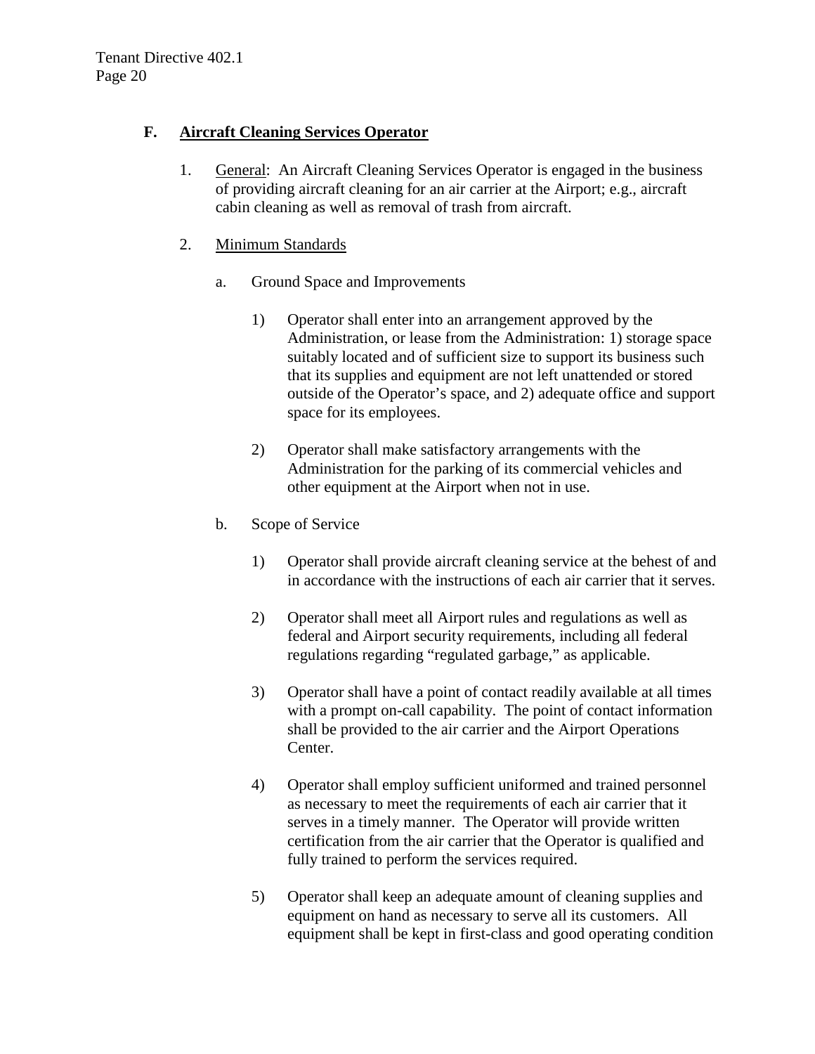### F. Aircraft Cleaning Services Operator

1. General: An Aircraft Cleaning Services Operator is engaged in the business of providing aircraft cleaning for an air carrier at the Airport; e.g., aircraft cabin cleaning as well as removal of trash from aircraft.

2. Minimum Standards

   a. Ground Space and Improvements

      1) Operator shall enter into an arrangement approved by the Administration, or lease from the Administration: 1) storage space suitably located and of sufficient size to support its business such that its supplies and equipment are not left unattended or stored outside of the Operator's space, and 2) adequate office and support space for its employees.

      2) Operator shall make satisfactory arrangements with the Administration for the parking of its commercial vehicles and other equipment at the Airport when not in use.

   b. Scope of Service

      1) Operator shall provide aircraft cleaning service at the behest of and in accordance with the instructions of each air carrier that it serves.

      2) Operator shall meet all Airport rules and regulations as well as federal and Airport security requirements, including all federal regulations regarding "regulated garbage," as applicable.

      3) Operator shall have a point of contact readily available at all times with a prompt on-call capability. The point of contact information shall be provided to the air carrier and the Airport Operations Center.

      4) Operator shall employ sufficient uniformed and trained personnel as necessary to meet the requirements of each air carrier that it serves in a timely manner. The Operator will provide written certification from the air carrier that the Operator is qualified and fully trained to perform the services required.

      5) Operator shall keep an adequate amount of cleaning supplies and equipment on hand as necessary to serve all its customers. All equipment shall be kept in first-class and good operating condition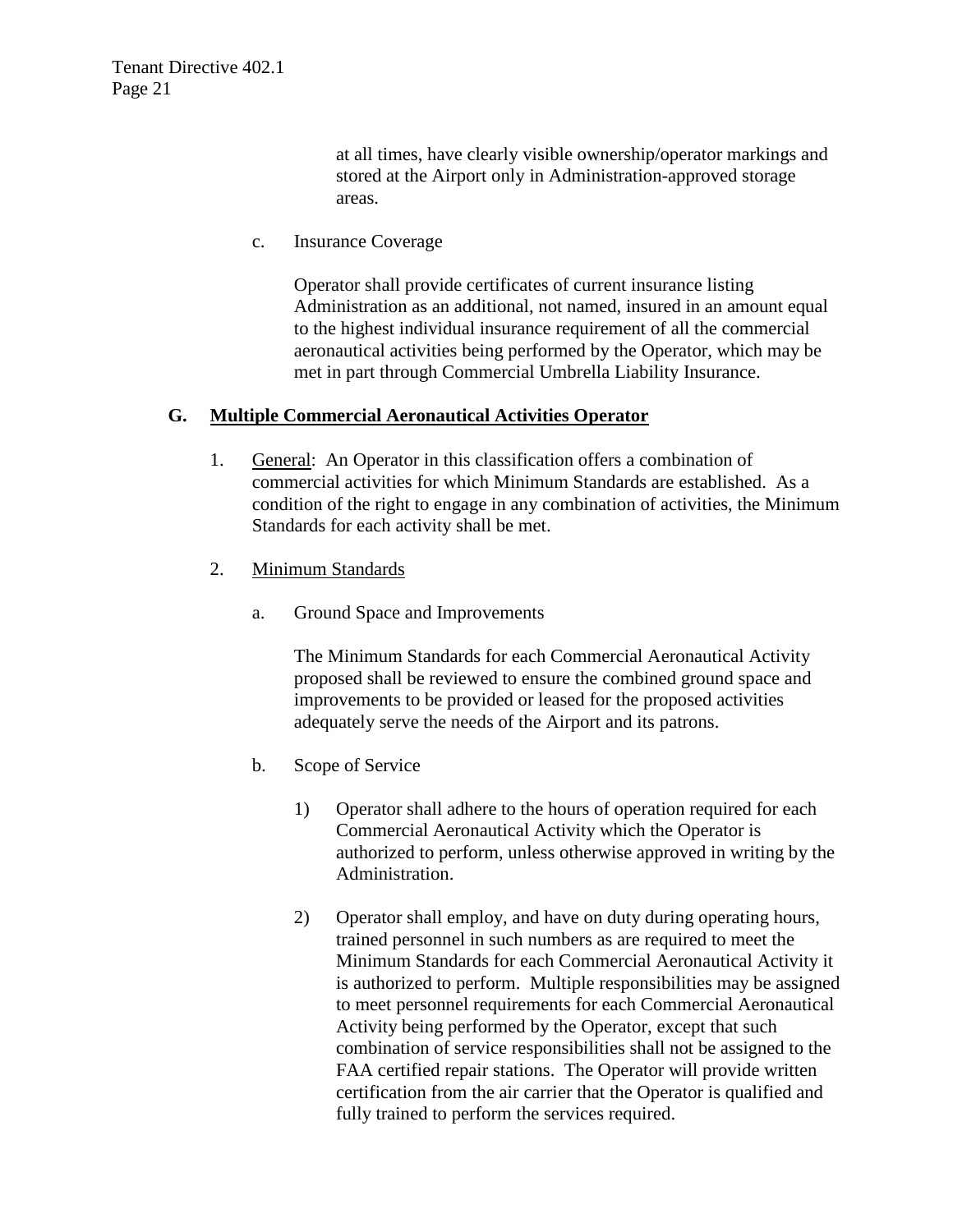at all times, have clearly visible ownership/operator markings and stored at the Airport only in Administration-approved storage areas.

c. Insurance Coverage

Operator shall provide certificates of current insurance listing Administration as an additional, not named, insured in an amount equal to the highest individual insurance requirement of all the commercial aeronautical activities being performed by the Operator, which may be met in part through Commercial Umbrella Liability Insurance.

## G. Multiple Commercial Aeronautical Activities Operator

1. General: An Operator in this classification offers a combination of commercial activities for which Minimum Standards are established. As a condition of the right to engage in any combination of activities, the Minimum Standards for each activity shall be met.

2. Minimum Standards

a. Ground Space and Improvements

The Minimum Standards for each Commercial Aeronautical Activity proposed shall be reviewed to ensure the combined ground space and improvements to be provided or leased for the proposed activities adequately serve the needs of the Airport and its patrons.

b. Scope of Service

1) Operator shall adhere to the hours of operation required for each Commercial Aeronautical Activity which the Operator is authorized to perform, unless otherwise approved in writing by the Administration.

2) Operator shall employ, and have on duty during operating hours, trained personnel in such numbers as are required to meet the Minimum Standards for each Commercial Aeronautical Activity it is authorized to perform. Multiple responsibilities may be assigned to meet personnel requirements for each Commercial Aeronautical Activity being performed by the Operator, except that such combination of service responsibilities shall not be assigned to the FAA certified repair stations. The Operator will provide written certification from the air carrier that the Operator is qualified and fully trained to perform the services required.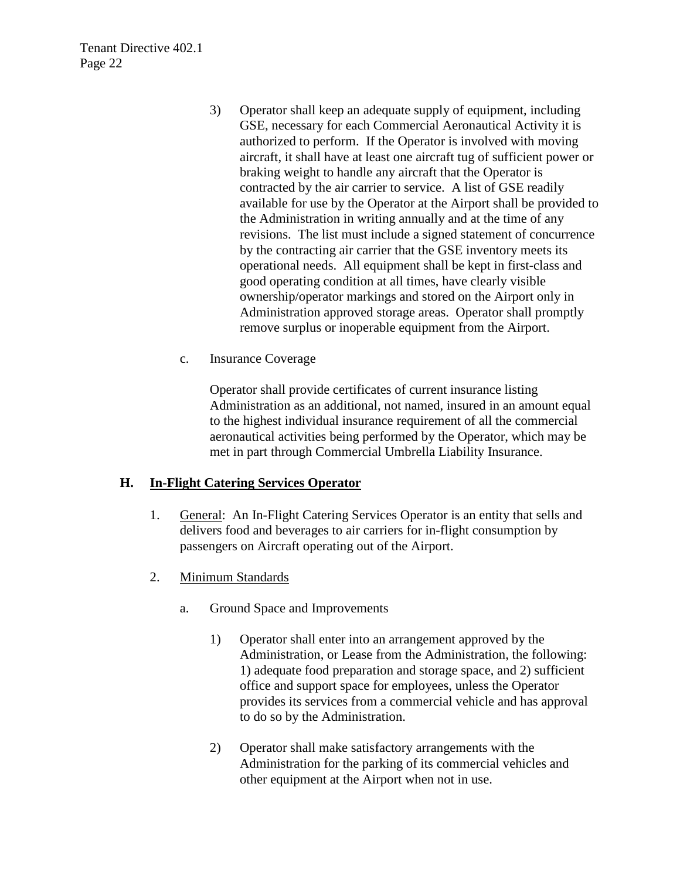3) Operator shall keep an adequate supply of equipment, including GSE, necessary for each Commercial Aeronautical Activity it is authorized to perform. If the Operator is involved with moving aircraft, it shall have at least one aircraft tug of sufficient power or braking weight to handle any aircraft that the Operator is contracted by the air carrier to service. A list of GSE readily available for use by the Operator at the Airport shall be provided to the Administration in writing annually and at the time of any revisions. The list must include a signed statement of concurrence by the contracting air carrier that the GSE inventory meets its operational needs. All equipment shall be kept in first-class and good operating condition at all times, have clearly visible ownership/operator markings and stored on the Airport only in Administration approved storage areas. Operator shall promptly remove surplus or inoperable equipment from the Airport.

c. Insurance Coverage

Operator shall provide certificates of current insurance listing Administration as an additional, not named, insured in an amount equal to the highest individual insurance requirement of all the commercial aeronautical activities being performed by the Operator, which may be met in part through Commercial Umbrella Liability Insurance.

## H. In-Flight Catering Services Operator

1. General: An In-Flight Catering Services Operator is an entity that sells and delivers food and beverages to air carriers for in-flight consumption by passengers on Aircraft operating out of the Airport.

2. Minimum Standards

   a. Ground Space and Improvements

      1) Operator shall enter into an arrangement approved by the Administration, or Lease from the Administration, the following: 1) adequate food preparation and storage space, and 2) sufficient office and support space for employees, unless the Operator provides its services from a commercial vehicle and has approval to do so by the Administration.

      2) Operator shall make satisfactory arrangements with the Administration for the parking of its commercial vehicles and other equipment at the Airport when not in use.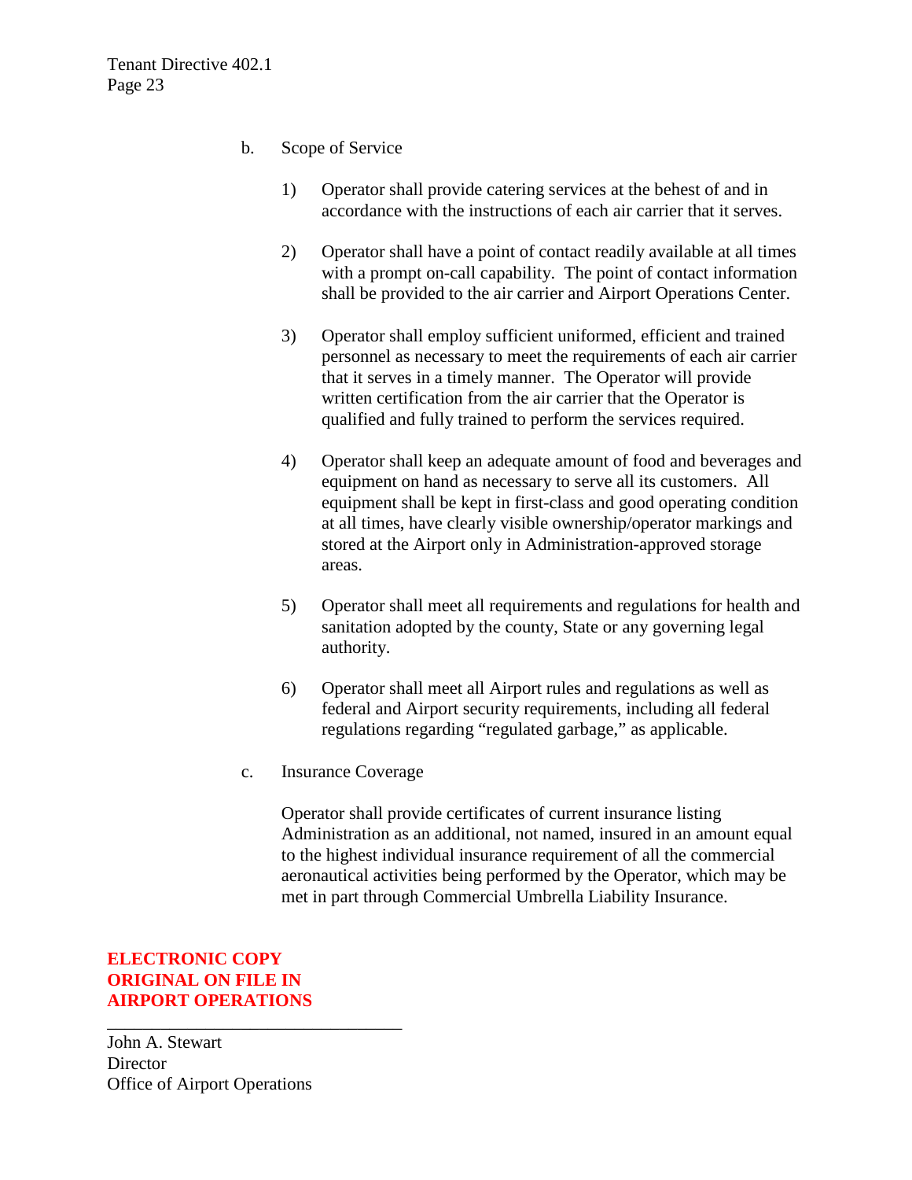b. Scope of Service

1) Operator shall provide catering services at the behest of and in accordance with the instructions of each air carrier that it serves.

2) Operator shall have a point of contact readily available at all times with a prompt on-call capability. The point of contact information shall be provided to the air carrier and Airport Operations Center.

3) Operator shall employ sufficient uniformed, efficient and trained personnel as necessary to meet the requirements of each air carrier that it serves in a timely manner. The Operator will provide written certification from the air carrier that the Operator is qualified and fully trained to perform the services required.

4) Operator shall keep an adequate amount of food and beverages and equipment on hand as necessary to serve all its customers. All equipment shall be kept in first-class and good operating condition at all times, have clearly visible ownership/operator markings and stored at the Airport only in Administration-approved storage areas.

5) Operator shall meet all requirements and regulations for health and sanitation adopted by the county, State or any governing legal authority.

6) Operator shall meet all Airport rules and regulations as well as federal and Airport security requirements, including all federal regulations regarding "regulated garbage," as applicable.

c. Insurance Coverage

Operator shall provide certificates of current insurance listing Administration as an additional, not named, insured in an amount equal to the highest individual insurance requirement of all the commercial aeronautical activities being performed by the Operator, which may be met in part through Commercial Umbrella Liability Insurance.

**ELECTRONIC COPY**
**ORIGINAL ON FILE IN**
**AIRPORT OPERATIONS**

\_\_\_\_\_\_\_\_\_\_\_\_\_\_\_\_\_\_\_\_\_\_\_\_\_\_\_\_\_\_\_\_\_\_

John A. Stewart
Director
Office of Airport Operations